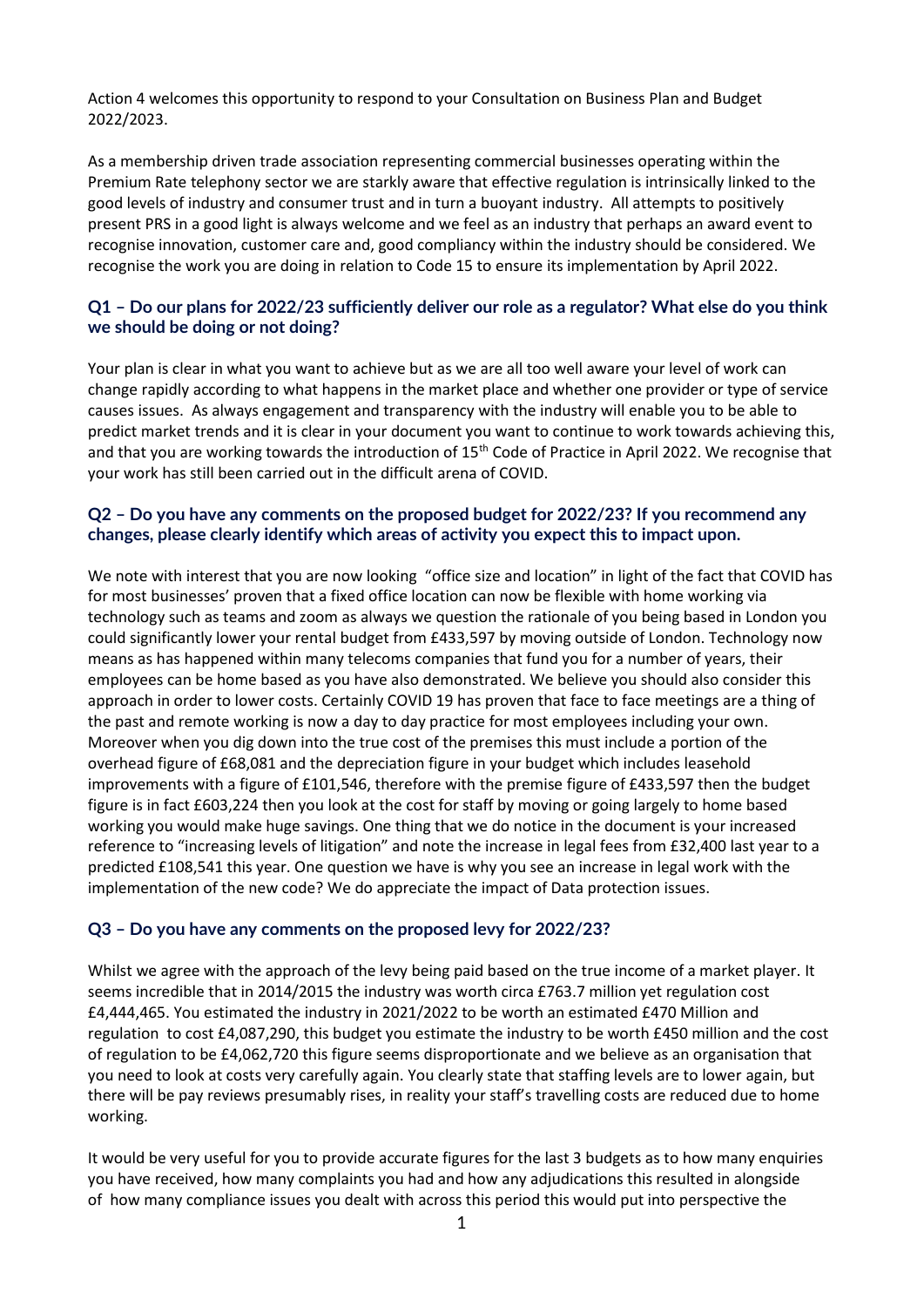Action 4 welcomes this opportunity to respond to your Consultation on Business Plan and Budget 2022/2023.

As a membership driven trade association representing commercial businesses operating within the Premium Rate telephony sector we are starkly aware that effective regulation is intrinsically linked to the good levels of industry and consumer trust and in turn a buoyant industry. All attempts to positively present PRS in a good light is always welcome and we feel as an industry that perhaps an award event to recognise innovation, customer care and, good compliancy within the industry should be considered. We recognise the work you are doing in relation to Code 15 to ensure its implementation by April 2022.

### Q1 – Do our plans for 2022/23 sufficiently deliver our role as a regulator? What else do you think we should be doing or not doing?

Your plan is clear in what you want to achieve but as we are all too well aware your level of work can change rapidly according to what happens in the market place and whether one provider or type of service causes issues. As always engagement and transparency with the industry will enable you to be able to predict market trends and it is clear in your document you want to continue to work towards achieving this, and that you are working towards the introduction of 15th Code of Practice in April 2022. We recognise that your work has still been carried out in the difficult arena of COVID.

### Q2 – Do you have any comments on the proposed budget for 2022/23? If you recommend any changes, please clearly identify which areas of activity you expect this to impact upon.

We note with interest that you are now looking "office size and location" in light of the fact that COVID has for most businesses' proven that a fixed office location can now be flexible with home working via technology such as teams and zoom as always we question the rationale of you being based in London you could significantly lower your rental budget from £433,597 by moving outside of London. Technology now means as has happened within many telecoms companies that fund you for a number of years, their employees can be home based as you have also demonstrated. We believe you should also consider this approach in order to lower costs. Certainly COVID 19 has proven that face to face meetings are a thing of the past and remote working is now a day to day practice for most employees including your own. Moreover when you dig down into the true cost of the premises this must include a portion of the overhead figure of £68,081 and the depreciation figure in your budget which includes leasehold improvements with a figure of £101,546, therefore with the premise figure of £433,597 then the budget figure is in fact £603,224 then you look at the cost for staff by moving or going largely to home based working you would make huge savings. One thing that we do notice in the document is your increased reference to "increasing levels of litigation" and note the increase in legal fees from £32,400 last year to a predicted £108,541 this year. One question we have is why you see an increase in legal work with the implementation of the new code? We do appreciate the impact of Data protection issues.

### Q3 – Do you have any comments on the proposed levy for 2022/23?

Whilst we agree with the approach of the levy being paid based on the true income of a market player. It seems incredible that in 2014/2015 the industry was worth circa £763.7 million yet regulation cost £4,444,465. You estimated the industry in 2021/2022 to be worth an estimated £470 Million and regulation to cost £4,087,290, this budget you estimate the industry to be worth £450 million and the cost of regulation to be £4,062,720 this figure seems disproportionate and we believe as an organisation that you need to look at costs very carefully again. You clearly state that staffing levels are to lower again, but there will be pay reviews presumably rises, in reality your staff's travelling costs are reduced due to home working.

It would be very useful for you to provide accurate figures for the last 3 budgets as to how many enquiries you have received, how many complaints you had and how any adjudications this resulted in alongside of how many compliance issues you dealt with across this period this would put into perspective the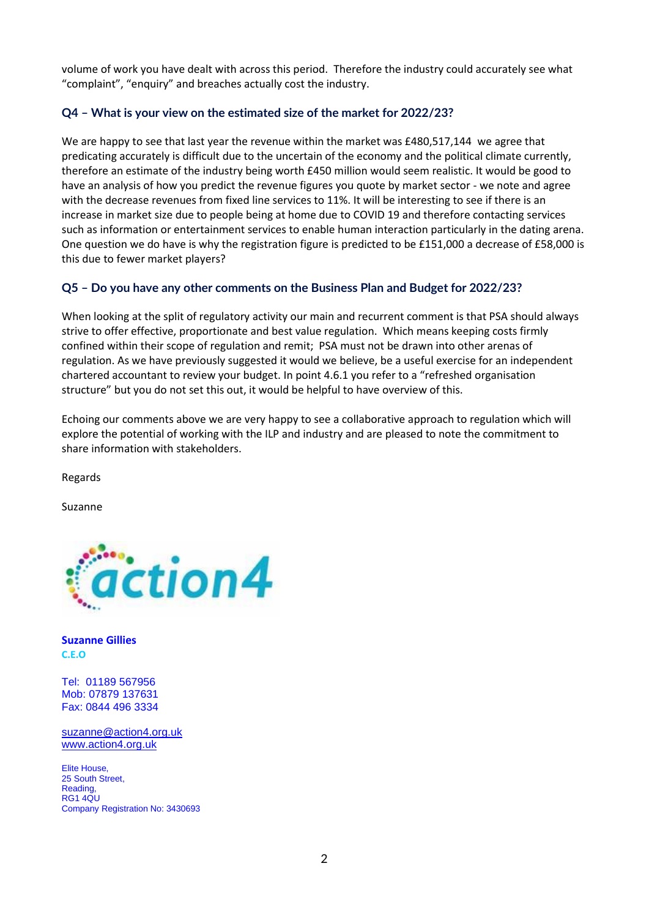volume of work you have dealt with across this period. Therefore the industry could accurately see what "complaint", "enquiry" and breaches actually cost the industry.

### Q4 – What is your view on the estimated size of the market for 2022/23?

We are happy to see that last year the revenue within the market was £480,517,144 we agree that predicating accurately is difficult due to the uncertain of the economy and the political climate currently, therefore an estimate of the industry being worth £450 million would seem realistic. It would be good to have an analysis of how you predict the revenue figures you quote by market sector - we note and agree with the decrease revenues from fixed line services to 11%. It will be interesting to see if there is an increase in market size due to people being at home due to COVID 19 and therefore contacting services such as information or entertainment services to enable human interaction particularly in the dating arena. One question we do have is why the registration figure is predicted to be £151,000 a decrease of £58,000 is this due to fewer market players?

### Q5 – Do you have any other comments on the Business Plan and Budget for 2022/23?

When looking at the split of regulatory activity our main and recurrent comment is that PSA should always strive to offer effective, proportionate and best value regulation. Which means keeping costs firmly confined within their scope of regulation and remit; PSA must not be drawn into other arenas of regulation. As we have previously suggested it would we believe, be a useful exercise for an independent chartered accountant to review your budget. In point 4.6.1 you refer to a "refreshed organisation structure" but you do not set this out, it would be helpful to have overview of this.

Echoing our comments above we are very happy to see a collaborative approach to regulation which will explore the potential of working with the ILP and industry and are pleased to note the commitment to share information with stakeholders.

Regards

Suzanne

action4

**Suzanne Gillies**
**C.E.O**

Tel: 01189 567956
Mob: 07879 137631
Fax: 0844 496 3334

suzanne@action4.org.uk
www.action4.org.uk

Elite House,
25 South Street,
Reading,
RG1 4QU
Company Registration No: 3430693